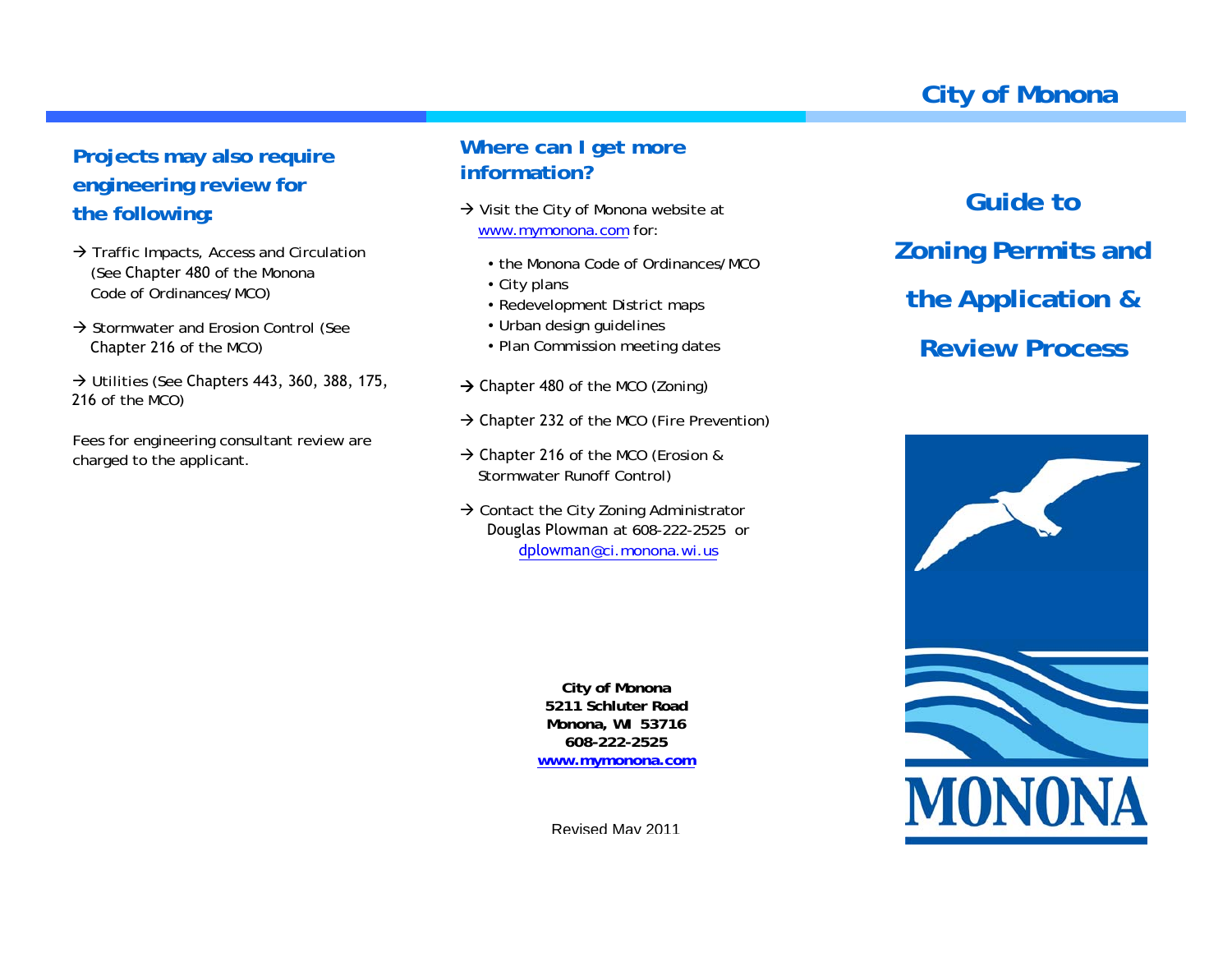## Projects may also require engineering review for the following:

→ Traffic Impacts, Access and Circulation (See Chapter 480 of the Monona Code of Ordinances/MCO)

→ Stormwater and Erosion Control (See Chapter 216 of the MCO)

→ Utilities (See Chapters 443, 360, 388, 175, 216 of the MCO)

Fees for engineering consultant review are charged to the applicant.

## Where can I get more information?

→ Visit the City of Monona website at [www.mymonona.com](http://www.mymonona.com) for:

- the Monona Code of Ordinances/MCO
- City plans
- Redevelopment District maps
- Urban design guidelines
- Plan Commission meeting dates

→ Chapter 480 of the MCO (Zoning)

→ Chapter 232 of the MCO (Fire Prevention)

→ Chapter 216 of the MCO (Erosion & Stormwater Runoff Control)

→ Contact the City Zoning Administrator Douglas Plowman at 608-222-2525 or dplowman@ci.monona.wi.us

**City of Monona**
**5211 Schluter Road**
**Monona, WI 53716**
**608-222-2525**
**[www.mymonona.com](http://www.mymonona.com)**

Revised May 2011

## City of Monona

# Guide to Zoning Permits and the Application & Review Process

MONONA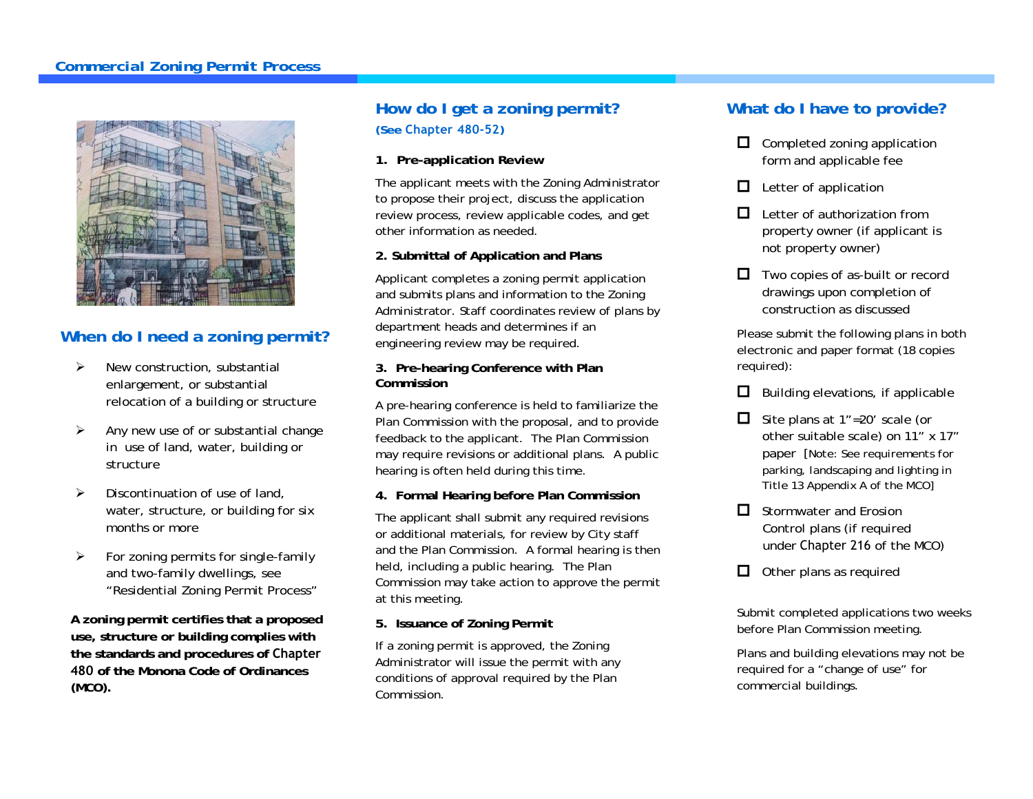# Commercial Zoning Permit Process

## When do I need a zoning permit?

- New construction, substantial enlargement, or substantial relocation of a building or structure
- Any new use of or substantial change in use of land, water, building or structure
- Discontinuation of use of land, water, structure, or building for six months or more
- For zoning permits for single-family and two-family dwellings, see "Residential Zoning Permit Process"

**A zoning permit certifies that a proposed use, structure or building complies with the standards and procedures of Chapter 480 of the Monona Code of Ordinances (MCO).**

## How do I get a zoning permit?

**(See Chapter 480-52)**

**1. Pre-application Review**

The applicant meets with the Zoning Administrator to propose their project, discuss the application review process, review applicable codes, and get other information as needed.

**2. Submittal of Application and Plans**

Applicant completes a zoning permit application and submits plans and information to the Zoning Administrator. Staff coordinates review of plans by department heads and determines if an engineering review may be required.

**3. Pre-hearing Conference with Plan Commission**

A pre-hearing conference is held to familiarize the Plan Commission with the proposal, and to provide feedback to the applicant. The Plan Commission may require revisions or additional plans. A public hearing is often held during this time.

**4. Formal Hearing before Plan Commission**

The applicant shall submit any required revisions or additional materials, for review by City staff and the Plan Commission. A formal hearing is then held, including a public hearing. The Plan Commission may take action to approve the permit at this meeting.

**5. Issuance of Zoning Permit**

If a zoning permit is approved, the Zoning Administrator will issue the permit with any conditions of approval required by the Plan Commission.

## What do I have to provide?

- ☐ Completed zoning application form and applicable fee
- ☐ Letter of application
- ☐ Letter of authorization from property owner (if applicant is not property owner)
- ☐ Two copies of as-built or record drawings upon completion of construction as discussed

Please submit the following plans in both electronic and paper format (18 copies required):

- ☐ Building elevations, if applicable
- ☐ Site plans at 1"=20' scale (or other suitable scale) on 11" x 17" paper [Note: See requirements for parking, landscaping and lighting in Title 13 Appendix A of the MCO]
- ☐ Stormwater and Erosion Control plans (if required under Chapter 216 of the MCO)
- ☐ Other plans as required

Submit completed applications two weeks before Plan Commission meeting.

Plans and building elevations may not be required for a "change of use" for commercial buildings.